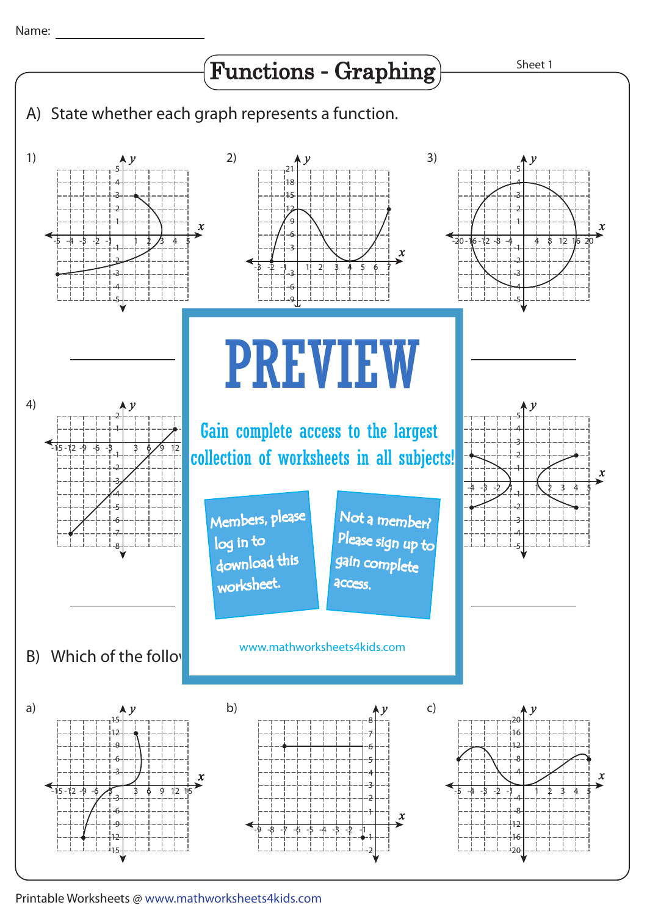Name: ____________________

# Functions - Graphing

Sheet 1

A) State whether each graph represents a function.

1) ____________

2) ____________

3) ____________

4) ____________

5) ____________

6) ____________

# PREVIEW

Gain complete access to the largest collection of worksheets in all subjects!

Members, please log in to download this worksheet.

Not a member? Please sign up to gain complete access.

www.mathworksheets4kids.com

B) Which of the follo

a)

b)

c)

Printable Worksheets @ www.mathworksheets4kids.com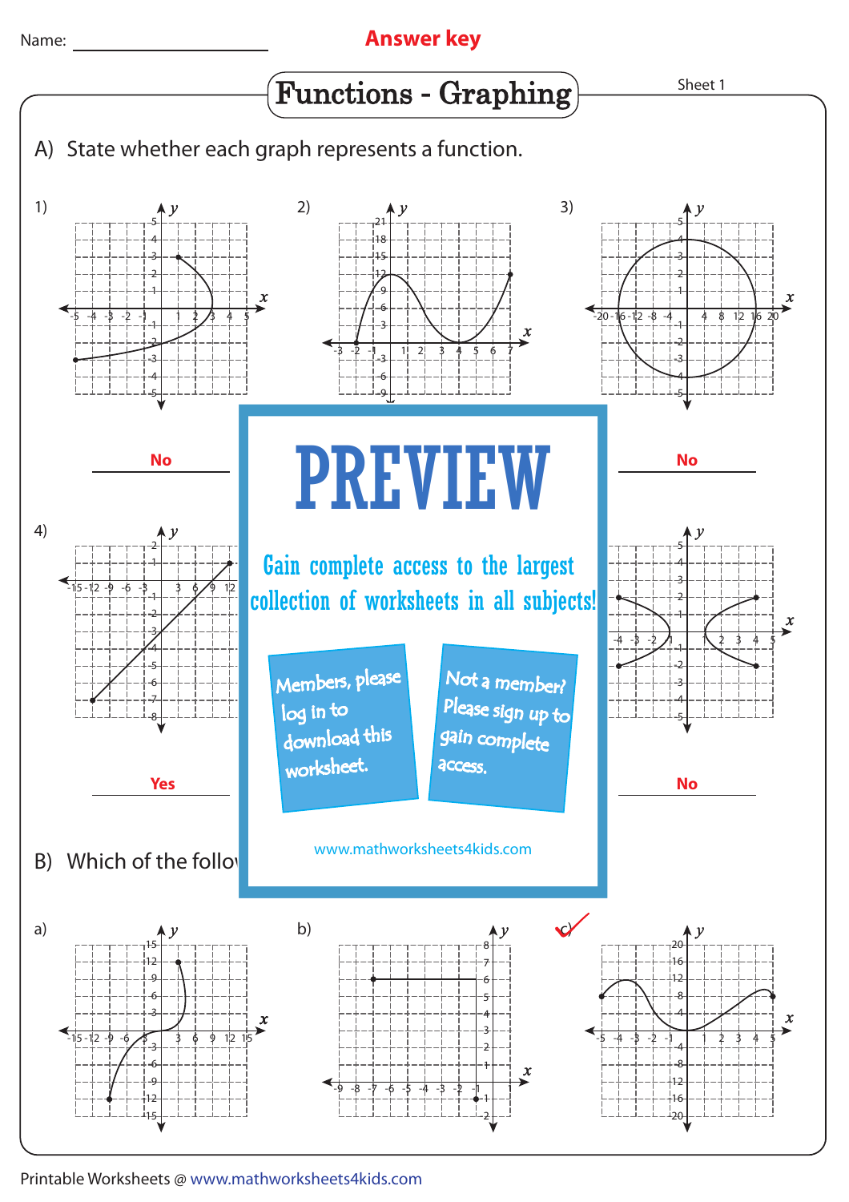Name: ____________________ **Answer key**

# Functions - Graphing

Sheet 1

## A) State whether each graph represents a function.

1)

y
5
4
3
2
1
x
-5 -4 -3 -2 -1 1 2 3 4 5
-1
-2
-3
-4
-5

**No**

2)

y
21
18
15
12
9
6
3
x
-3 -2 -1 1 2 3 4 5 6 7
-3
-6
-9

3)

y
5
4
3
2
1
x
-20 -16 -12 -8 -4 4 8 12 16 20
-1
-2
-3
-4
-5

**No**

4)

y
2
1
x
-15 -12 -9 -6 -3 3 6 9 12
-1
-2
-3
-4
-5
-6
-7
-8

**Yes**

y
5
4
3
2
1
x
-4 -3 -2 -1 1 2 3 4 5
-1
-2
-3
-4
-5

**No**

PREVIEW

Gain complete access to the largest collection of worksheets in all subjects!

Members, please log in to download this worksheet.

Not a member? Please sign up to gain complete access.

www.mathworksheets4kids.com

## B) Which of the follo

a)

y
15
12
9
6
3
x
-15 -12 -9 -6 -3 3 6 9 12 15
-3
-6
-9
-12
-15

b)

y
8
7
6
5
4
3
2
1
x
-9 -8 -7 -6 -5 -4 -3 -2 -1
-1
-2

c) ✓

y
20
16
12
8
4
x
-5 -4 -3 -2 -1 1 2 3 4 5
-4
-8
-12
-16
-20